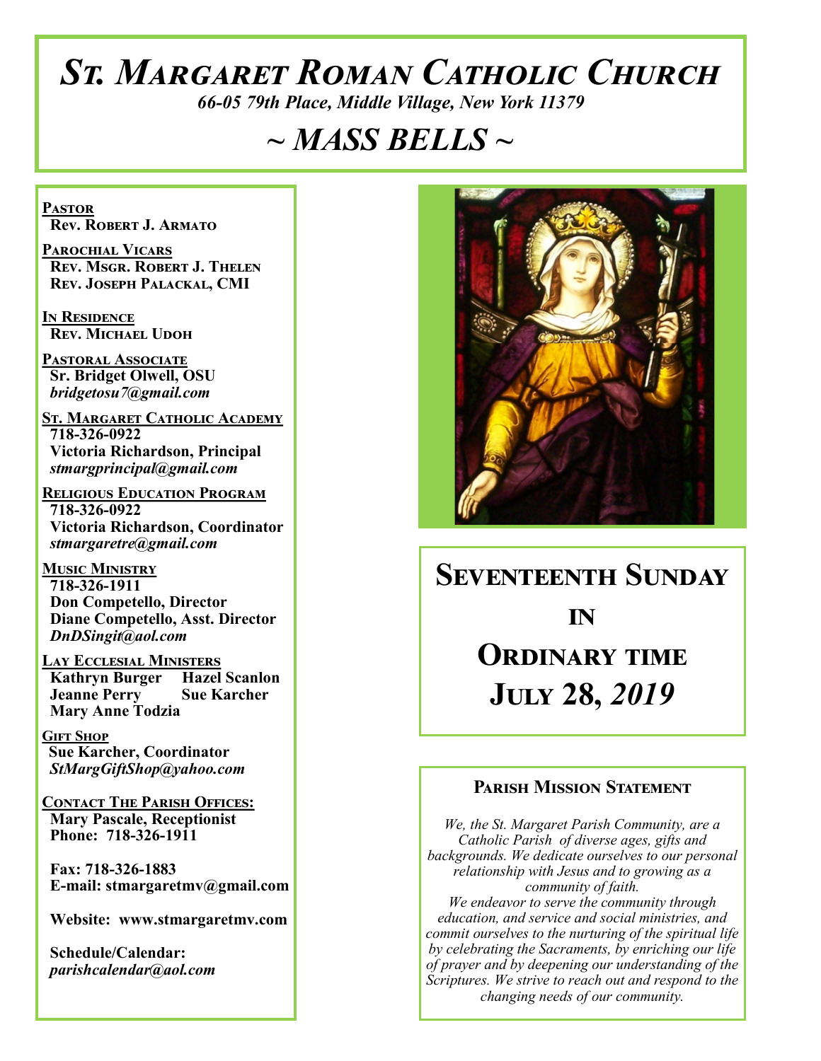# St. Margaret Roman Catholic Church

*66-05 79th Place, Middle Village, New York 11379*

## ~ MASS BELLS ~

**Pastor**
**Rev. Robert J. Armato**

**Parochial Vicars**
**Rev. Msgr. Robert J. Thelen**
**Rev. Joseph Palackal, CMI**

**In Residence**
**Rev. Michael Udoh**

**Pastoral Associate**
**Sr. Bridget Olwell, OSU**
*bridgetosu7@gmail.com*

**St. Margaret Catholic Academy**
**718-326-0922**
**Victoria Richardson, Principal**
*stmargprincipal@gmail.com*

**Religious Education Program**
**718-326-0922**
**Victoria Richardson, Coordinator**
*stmargaretre@gmail.com*

**Music Ministry**
**718-326-1911**
**Don Competello, Director**
**Diane Competello, Asst. Director**
*DnDSingit@aol.com*

**Lay Ecclesial Ministers**
**Kathryn Burger**
**Hazel Scanlon**
**Jeanne Perry**
**Sue Karcher**
**Mary Anne Todzia**

**Gift Shop**
**Sue Karcher, Coordinator**
*StMargGiftShop@yahoo.com*

**Contact The Parish Offices:**
**Mary Pascale, Receptionist**
**Phone: 718-326-1911**

**Fax: 718-326-1883**
**E-mail: stmargaretmv@gmail.com**

**Website: www.stmargaretmv.com**

**Schedule/Calendar:**
*parishcalendar@aol.com*

## Seventeenth Sunday in Ordinary time
## July 28, *2019*

### Parish Mission Statement

*We, the St. Margaret Parish Community, are a Catholic Parish of diverse ages, gifts and backgrounds. We dedicate ourselves to our personal relationship with Jesus and to growing as a community of faith.*
*We endeavor to serve the community through education, and service and social ministries, and commit ourselves to the nurturing of the spiritual life by celebrating the Sacraments, by enriching our life of prayer and by deepening our understanding of the Scriptures. We strive to reach out and respond to the changing needs of our community.*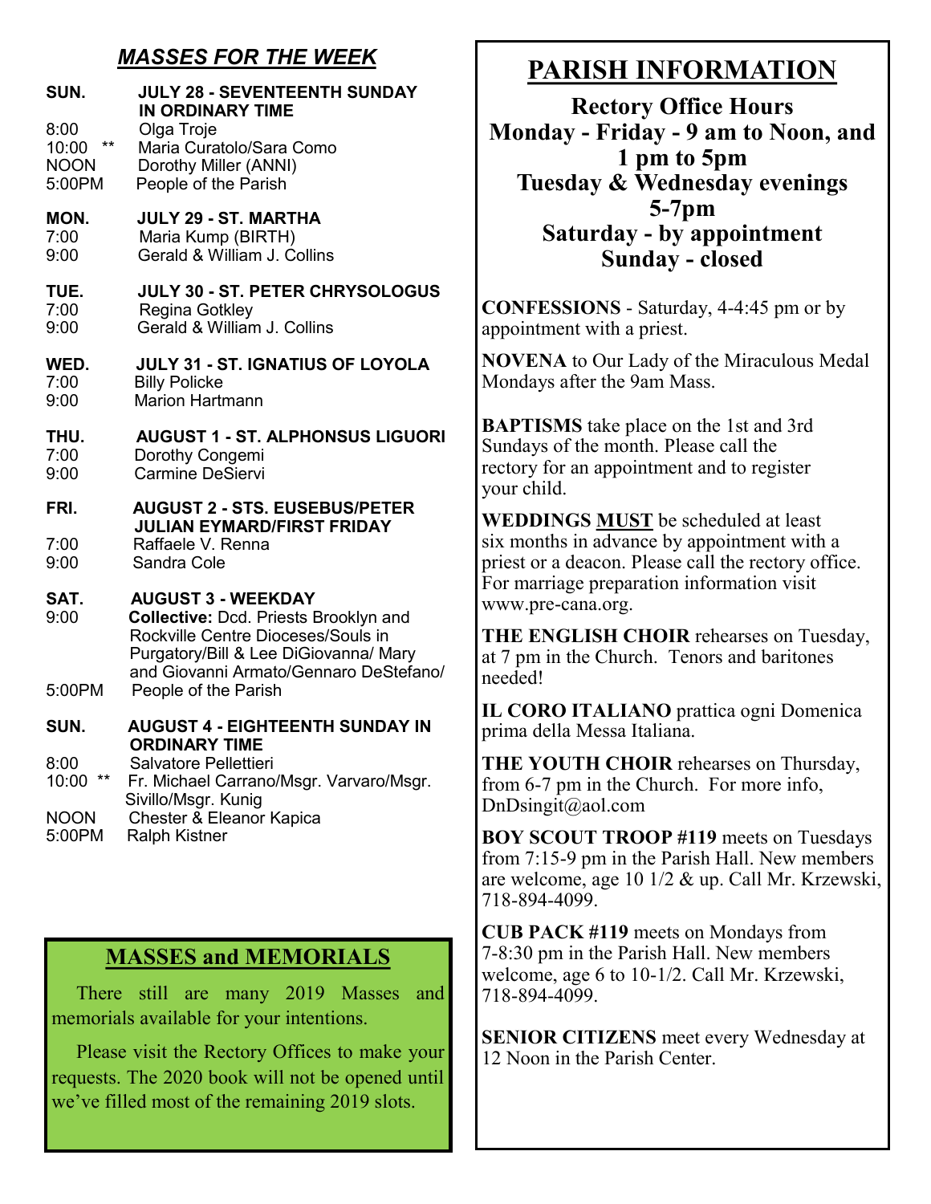## *MASSES FOR THE WEEK*

**SUN. JULY 28 - SEVENTEENTH SUNDAY IN ORDINARY TIME**

8:00 Olga Troje
10:00 ** Maria Curatolo/Sara Como
NOON Dorothy Miller (ANNI)
5:00PM People of the Parish

**MON. JULY 29 - ST. MARTHA**

7:00 Maria Kump (BIRTH)
9:00 Gerald & William J. Collins

**TUE. JULY 30 - ST. PETER CHRYSOLOGUS**

7:00 Regina Gotkley
9:00 Gerald & William J. Collins

**WED. JULY 31 - ST. IGNATIUS OF LOYOLA**

7:00 Billy Policke
9:00 Marion Hartmann

**THU. AUGUST 1 - ST. ALPHONSUS LIGUORI**

7:00 Dorothy Congemi
9:00 Carmine DeSiervi

**FRI. AUGUST 2 - STS. EUSEBUS/PETER JULIAN EYMARD/FIRST FRIDAY**

7:00 Raffaele V. Renna
9:00 Sandra Cole

**SAT. AUGUST 3 - WEEKDAY**

9:00 **Collective:** Dcd. Priests Brooklyn and Rockville Centre Dioceses/Souls in Purgatory/Bill & Lee DiGiovanna/ Mary and Giovanni Armato/Gennaro DeStefano/
5:00PM People of the Parish

**SUN. AUGUST 4 - EIGHTEENTH SUNDAY IN ORDINARY TIME**

8:00 Salvatore Pellettieri
10:00 ** Fr. Michael Carrano/Msgr. Varvaro/Msgr. Sivillo/Msgr. Kunig
NOON Chester & Eleanor Kapica
5:00PM Ralph Kistner

## MASSES and MEMORIALS

There still are many 2019 Masses and memorials available for your intentions.

Please visit the Rectory Offices to make your requests. The 2020 book will not be opened until we've filled most of the remaining 2019 slots.

## PARISH INFORMATION

**Rectory Office Hours**
**Monday - Friday - 9 am to Noon, and 1 pm to 5pm**
**Tuesday & Wednesday evenings 5-7pm**
**Saturday - by appointment**
**Sunday - closed**

**CONFESSIONS** - Saturday, 4-4:45 pm or by appointment with a priest.

**NOVENA** to Our Lady of the Miraculous Medal Mondays after the 9am Mass.

**BAPTISMS** take place on the 1st and 3rd Sundays of the month. Please call the rectory for an appointment and to register your child.

**WEDDINGS MUST** be scheduled at least six months in advance by appointment with a priest or a deacon. Please call the rectory office. For marriage preparation information visit www.pre-cana.org.

**THE ENGLISH CHOIR** rehearses on Tuesday, at 7 pm in the Church. Tenors and baritones needed!

**IL CORO ITALIANO** prattica ogni Domenica prima della Messa Italiana.

**THE YOUTH CHOIR** rehearses on Thursday, from 6-7 pm in the Church. For more info, DnDsingit@aol.com

**BOY SCOUT TROOP #119** meets on Tuesdays from 7:15-9 pm in the Parish Hall. New members are welcome, age 10 1/2 & up. Call Mr. Krzewski, 718-894-4099.

**CUB PACK #119** meets on Mondays from 7-8:30 pm in the Parish Hall. New members welcome, age 6 to 10-1/2. Call Mr. Krzewski, 718-894-4099.

**SENIOR CITIZENS** meet every Wednesday at 12 Noon in the Parish Center.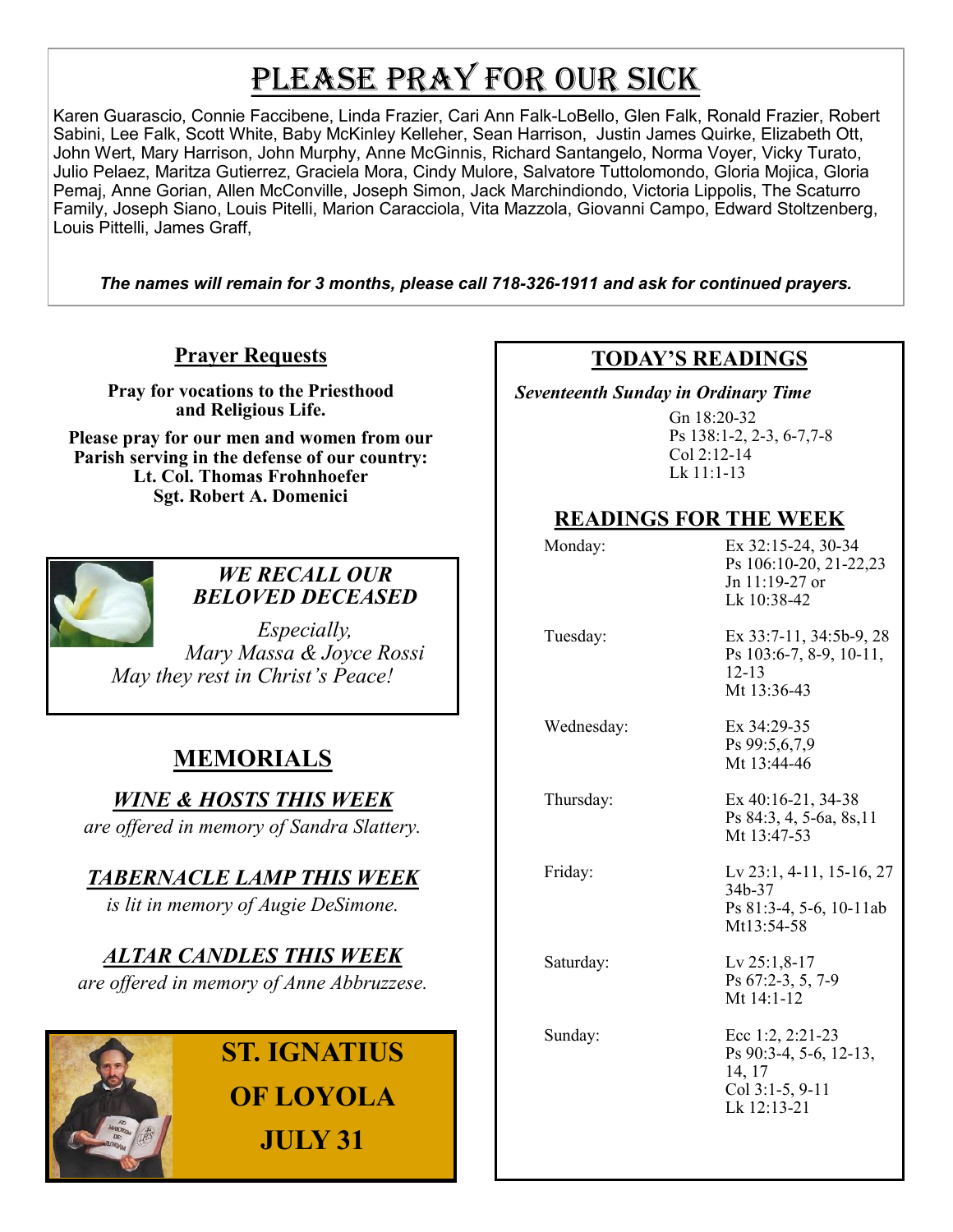# Please Pray for Our Sick

Karen Guarascio, Connie Faccibene, Linda Frazier, Cari Ann Falk-LoBello, Glen Falk, Ronald Frazier, Robert Sabini, Lee Falk, Scott White, Baby McKinley Kelleher, Sean Harrison, Justin James Quirke, Elizabeth Ott, John Wert, Mary Harrison, John Murphy, Anne McGinnis, Richard Santangelo, Norma Voyer, Vicky Turato, Julio Pelaez, Maritza Gutierrez, Graciela Mora, Cindy Mulore, Salvatore Tuttolomondo, Gloria Mojica, Gloria Pemaj, Anne Gorian, Allen McConville, Joseph Simon, Jack Marchindiondo, Victoria Lippolis, The Scaturro Family, Joseph Siano, Louis Pitelli, Marion Caracciola, Vita Mazzola, Giovanni Campo, Edward Stoltzenberg, Louis Pittelli, James Graff,

***The names will remain for 3 months, please call 718-326-1911 and ask for continued prayers.***

## Prayer Requests

**Pray for vocations to the Priesthood and Religious Life.**

**Please pray for our men and women from our Parish serving in the defense of our country:**
**Lt. Col. Thomas Frohnhoefer**
**Sgt. Robert A. Domenici**

### *WE RECALL OUR BELOVED DECEASED*

*Especially,*
*Mary Massa & Joyce Rossi*
*May they rest in Christ's Peace!*

## MEMORIALS

### *WINE & HOSTS THIS WEEK*

*are offered in memory of Sandra Slattery.*

### *TABERNACLE LAMP THIS WEEK*

*is lit in memory of Augie DeSimone.*

### *ALTAR CANDLES THIS WEEK*

*are offered in memory of Anne Abbruzzese.*

**ST. IGNATIUS OF LOYOLA**
**JULY 31**

## TODAY'S READINGS

***Seventeenth Sunday in Ordinary Time***

Gn 18:20-32
Ps 138:1-2, 2-3, 6-7,7-8
Col 2:12-14
Lk 11:1-13

## READINGS FOR THE WEEK

| Day | Readings |
|---|---|
| Monday: | Ex 32:15-24, 30-34<br>Ps 106:10-20, 21-22,23<br>Jn 11:19-27 or<br>Lk 10:38-42 |
| Tuesday: | Ex 33:7-11, 34:5b-9, 28<br>Ps 103:6-7, 8-9, 10-11, 12-13<br>Mt 13:36-43 |
| Wednesday: | Ex 34:29-35<br>Ps 99:5,6,7,9<br>Mt 13:44-46 |
| Thursday: | Ex 40:16-21, 34-38<br>Ps 84:3, 4, 5-6a, 8s,11<br>Mt 13:47-53 |
| Friday: | Lv 23:1, 4-11, 15-16, 27 34b-37<br>Ps 81:3-4, 5-6, 10-11ab<br>Mt13:54-58 |
| Saturday: | Lv 25:1,8-17<br>Ps 67:2-3, 5, 7-9<br>Mt 14:1-12 |
| Sunday: | Ecc 1:2, 2:21-23<br>Ps 90:3-4, 5-6, 12-13, 14, 17<br>Col 3:1-5, 9-11<br>Lk 12:13-21 |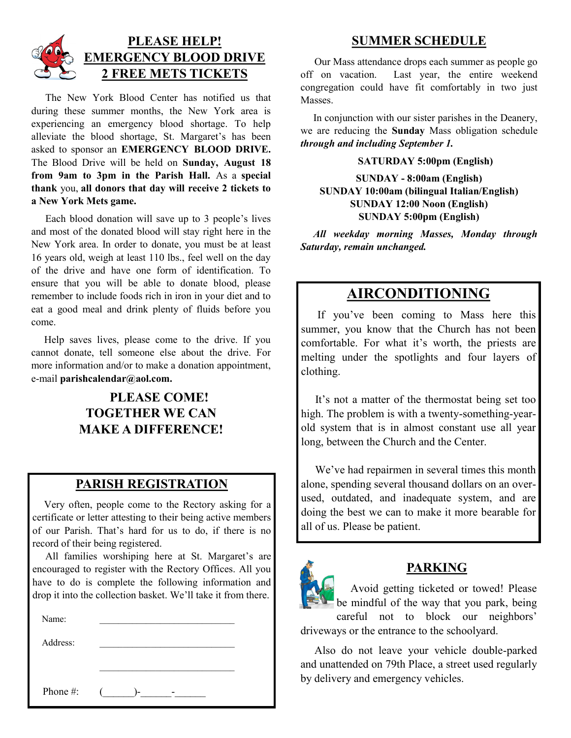## PLEASE HELP!
## EMERGENCY BLOOD DRIVE
## 2 FREE METS TICKETS

The New York Blood Center has notified us that during these summer months, the New York area is experiencing an emergency blood shortage. To help alleviate the blood shortage, St. Margaret's has been asked to sponsor an **EMERGENCY BLOOD DRIVE.** The Blood Drive will be held on **Sunday, August 18 from 9am to 3pm in the Parish Hall.** As a **special thank** you, **all donors that day will receive 2 tickets to a New York Mets game.**

Each blood donation will save up to 3 people's lives and most of the donated blood will stay right here in the New York area. In order to donate, you must be at least 16 years old, weigh at least 110 lbs., feel well on the day of the drive and have one form of identification. To ensure that you will be able to donate blood, please remember to include foods rich in iron in your diet and to eat a good meal and drink plenty of fluids before you come.

Help saves lives, please come to the drive. If you cannot donate, tell someone else about the drive. For more information and/or to make a donation appointment, e-mail **parishcalendar@aol.com.**

**PLEASE COME!**
**TOGETHER WE CAN**
**MAKE A DIFFERENCE!**

## PARISH REGISTRATION

Very often, people come to the Rectory asking for a certificate or letter attesting to their being active members of our Parish. That's hard for us to do, if there is no record of their being registered.

All families worshiping here at St. Margaret's are encouraged to register with the Rectory Offices. All you have to do is complete the following information and drop it into the collection basket. We'll take it from there.

Name: ____________________________

Address: ____________________________

____________________________

Phone #: (______)-______-______

## SUMMER SCHEDULE

Our Mass attendance drops each summer as people go off on vacation. Last year, the entire weekend congregation could have fit comfortably in two just Masses.

In conjunction with our sister parishes in the Deanery, we are reducing the **Sunday** Mass obligation schedule ***through and including September 1.***

**SATURDAY 5:00pm (English)**

**SUNDAY - 8:00am (English)**
**SUNDAY 10:00am (bilingual Italian/English)**
**SUNDAY 12:00 Noon (English)**
**SUNDAY 5:00pm (English)**

***All weekday morning Masses, Monday through Saturday, remain unchanged.***

## AIRCONDITIONING

If you've been coming to Mass here this summer, you know that the Church has not been comfortable. For what it's worth, the priests are melting under the spotlights and four layers of clothing.

It's not a matter of the thermostat being set too high. The problem is with a twenty-something-year-old system that is in almost constant use all year long, between the Church and the Center.

We've had repairmen in several times this month alone, spending several thousand dollars on an over-used, outdated, and inadequate system, and are doing the best we can to make it more bearable for all of us. Please be patient.

## PARKING

Avoid getting ticketed or towed! Please be mindful of the way that you park, being careful not to block our neighbors' driveways or the entrance to the schoolyard.

Also do not leave your vehicle double-parked and unattended on 79th Place, a street used regularly by delivery and emergency vehicles.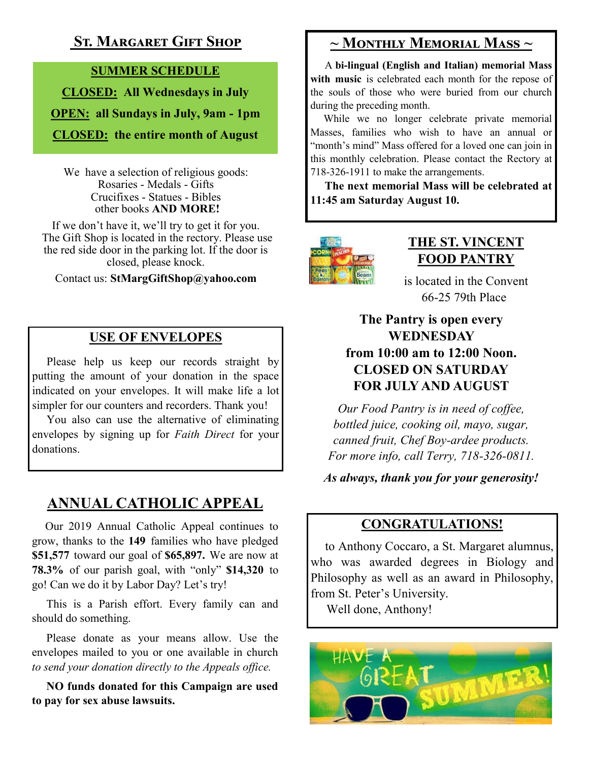## St. Margaret Gift Shop

**SUMMER SCHEDULE**

**CLOSED: All Wednesdays in July**

**OPEN: all Sundays in July, 9am - 1pm**

**CLOSED: the entire month of August**

We have a selection of religious goods:
Rosaries - Medals - Gifts
Crucifixes - Statues - Bibles
other books **AND MORE!**

If we don't have it, we'll try to get it for you. The Gift Shop is located in the rectory. Please use the red side door in the parking lot. If the door is closed, please knock.

Contact us: **StMargGiftShop@yahoo.com**

## USE OF ENVELOPES

Please help us keep our records straight by putting the amount of your donation in the space indicated on your envelopes. It will make life a lot simpler for our counters and recorders. Thank you!

You also can use the alternative of eliminating envelopes by signing up for *Faith Direct* for your donations.

## ANNUAL CATHOLIC APPEAL

Our 2019 Annual Catholic Appeal continues to grow, thanks to the **149** families who have pledged **$51,577** toward our goal of **$65,897.** We are now at **78.3%** of our parish goal, with "only" **$14,320** to go! Can we do it by Labor Day? Let's try!

This is a Parish effort. Every family can and should do something.

Please donate as your means allow. Use the envelopes mailed to you or one available in church *to send your donation directly to the Appeals office.*

**NO funds donated for this Campaign are used to pay for sex abuse lawsuits.**

## ~ Monthly Memorial Mass ~

A **bi-lingual (English and Italian) memorial Mass with music** is celebrated each month for the repose of the souls of those who were buried from our church during the preceding month.

While we no longer celebrate private memorial Masses, families who wish to have an annual or "month's mind" Mass offered for a loved one can join in this monthly celebration. Please contact the Rectory at 718-326-1911 to make the arrangements.

**The next memorial Mass will be celebrated at 11:45 am Saturday August 10.**

## THE ST. VINCENT FOOD PANTRY

is located in the Convent
66-25 79th Place

**The Pantry is open every WEDNESDAY from 10:00 am to 12:00 Noon.**
**CLOSED ON SATURDAY FOR JULY AND AUGUST**

*Our Food Pantry is in need of coffee, bottled juice, cooking oil, mayo, sugar, canned fruit, Chef Boy-ardee products. For more info, call Terry, 718-326-0811.*

***As always, thank you for your generosity!***

## CONGRATULATIONS!

to Anthony Coccaro, a St. Margaret alumnus, who was awarded degrees in Biology and Philosophy as well as an award in Philosophy, from St. Peter's University.

Well done, Anthony!

HAVE A GREAT SUMMER!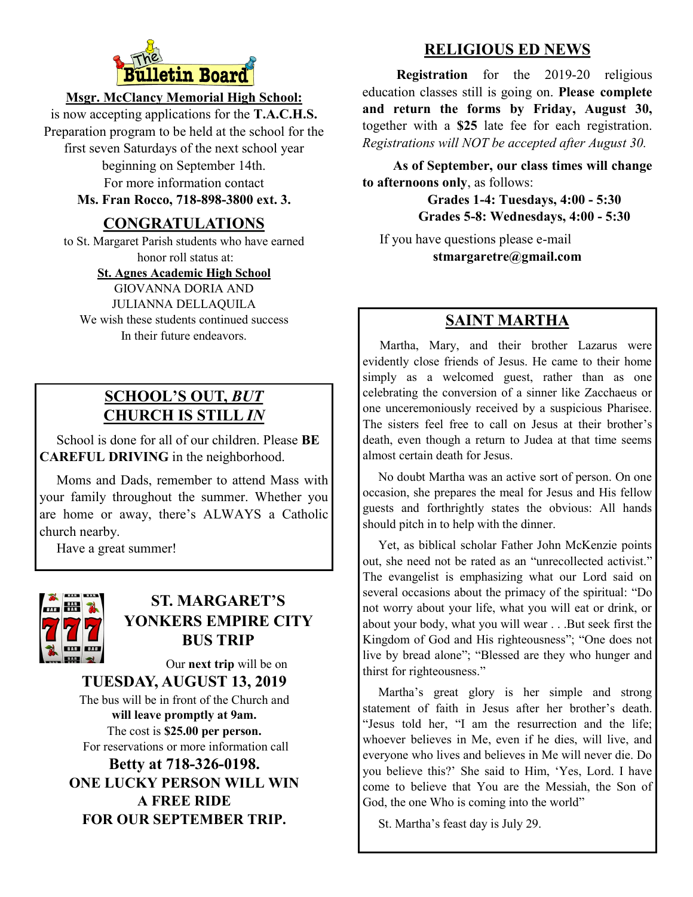# The Bulletin Board

**Msgr. McClancy Memorial High School:**

is now accepting applications for the **T.A.C.H.S.** Preparation program to be held at the school for the first seven Saturdays of the next school year beginning on September 14th.
For more information contact
**Ms. Fran Rocco, 718-898-3800 ext. 3.**

## CONGRATULATIONS

to St. Margaret Parish students who have earned honor roll status at:

**St. Agnes Academic High School**
GIOVANNA DORIA AND
JULIANNA DELLAQUILA
We wish these students continued success
In their future endeavors.

## SCHOOL'S OUT, *BUT* CHURCH IS STILL *IN*

School is done for all of our children. Please **BE CAREFUL DRIVING** in the neighborhood.

Moms and Dads, remember to attend Mass with your family throughout the summer. Whether you are home or away, there's ALWAYS a Catholic church nearby.

Have a great summer!

## ST. MARGARET'S YONKERS EMPIRE CITY BUS TRIP

Our **next trip** will be on
**TUESDAY, AUGUST 13, 2019**
The bus will be in front of the Church and **will leave promptly at 9am.**
The cost is **$25.00 per person.**
For reservations or more information call
**Betty at 718-326-0198.**
**ONE LUCKY PERSON WILL WIN A FREE RIDE FOR OUR SEPTEMBER TRIP.**

## RELIGIOUS ED NEWS

**Registration** for the 2019-20 religious education classes still is going on. **Please complete and return the forms by Friday, August 30,** together with a **$25** late fee for each registration. *Registrations will NOT be accepted after August 30.*

**As of September, our class times will change to afternoons only**, as follows:

**Grades 1-4: Tuesdays, 4:00 - 5:30**
**Grades 5-8: Wednesdays, 4:00 - 5:30**

If you have questions please e-mail
**stmargaretre@gmail.com**

## SAINT MARTHA

Martha, Mary, and their brother Lazarus were evidently close friends of Jesus. He came to their home simply as a welcomed guest, rather than as one celebrating the conversion of a sinner like Zacchaeus or one unceremoniously received by a suspicious Pharisee. The sisters feel free to call on Jesus at their brother's death, even though a return to Judea at that time seems almost certain death for Jesus.

No doubt Martha was an active sort of person. On one occasion, she prepares the meal for Jesus and His fellow guests and forthrightly states the obvious: All hands should pitch in to help with the dinner.

Yet, as biblical scholar Father John McKenzie points out, she need not be rated as an "unrecollected activist." The evangelist is emphasizing what our Lord said on several occasions about the primacy of the spiritual: "Do not worry about your life, what you will eat or drink, or about your body, what you will wear . . .But seek first the Kingdom of God and His righteousness"; "One does not live by bread alone"; "Blessed are they who hunger and thirst for righteousness."

Martha's great glory is her simple and strong statement of faith in Jesus after her brother's death. "Jesus told her, "I am the resurrection and the life; whoever believes in Me, even if he dies, will live, and everyone who lives and believes in Me will never die. Do you believe this?' She said to Him, 'Yes, Lord. I have come to believe that You are the Messiah, the Son of God, the one Who is coming into the world"

St. Martha's feast day is July 29.